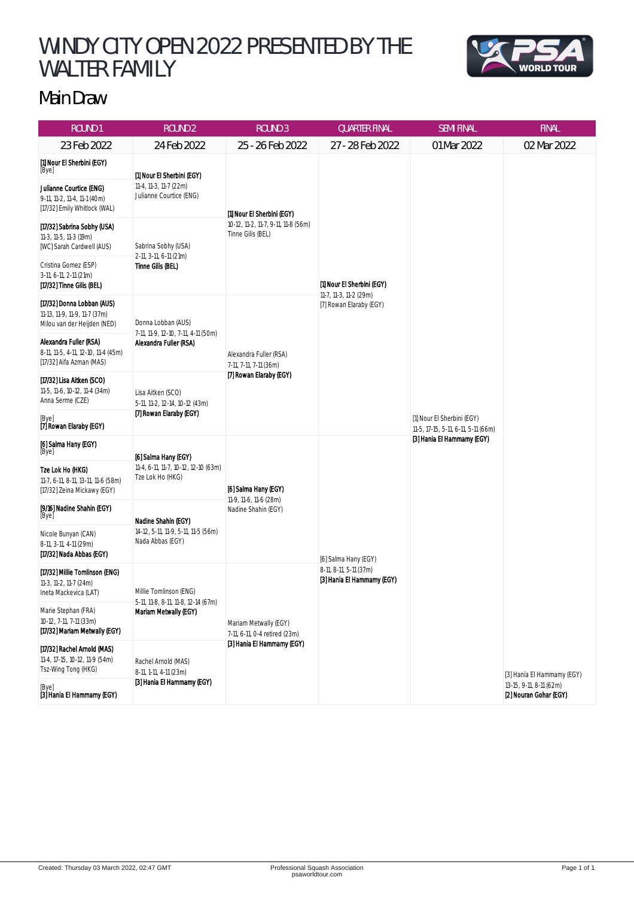# WINDY CITY OPEN 2022 PRESENTED BY THE WALTER FAMILY

## Main Draw

| ROUND 1 | ROUND 2 | ROUND 3 | QUARTER FINAL | SEMI FINAL | FINAL |
|---|---|---|---|---|---|
| 23 Feb 2022 | 24 Feb 2022 | 25 - 26 Feb 2022 | 27 - 28 Feb 2022 | 01 Mar 2022 | 02 Mar 2022 |
| **[1] Nour El Sherbini (EGY)**<br>[Bye] | **[1] Nour El Sherbini (EGY)**<br>11-4, 11-3, 11-7 (22m)<br>Julianne Courtice (ENG) | **[1] Nour El Sherbini (EGY)**<br>10-12, 11-2, 11-7, 9-11, 11-8 (56m)<br>Tinne Gilis (BEL) | **[1] Nour El Sherbini (EGY)**<br>11-7, 11-3, 11-2 (29m)<br>[7] Rowan Elaraby (EGY) | [1] Nour El Sherbini (EGY)<br>11-5, 17-15, 5-11, 6-11, 5-11 (66m)<br>**[3] Hania El Hammamy (EGY)** | [3] Hania El Hammamy (EGY)<br>13-15, 9-11, 8-11 (62m)<br>**[2] Nouran Gohar (EGY)** |
| **Julianne Courtice (ENG)**<br>9-11, 11-2, 11-4, 11-1 (40m)<br>[17/32] Emily Whitlock (WAL) | | | | | |
| **[17/32] Sabrina Sobhy (USA)**<br>11-3, 11-5, 11-3 (19m)<br>[WC] Sarah Cardwell (AUS) | Sabrina Sobhy (USA)<br>2-11, 3-11, 6-11 (21m)<br>**Tinne Gilis (BEL)** | | | | |
| Cristina Gomez (ESP)<br>3-11, 6-11, 2-11 (21m)<br>**[17/32] Tinne Gilis (BEL)** | | | | | |
| **[17/32] Donna Lobban (AUS)**<br>11-13, 11-9, 11-9, 11-7 (37m)<br>Milou van der Heijden (NED) | Donna Lobban (AUS)<br>7-11, 11-9, 12-10, 7-11, 4-11 (50m)<br>**Alexandra Fuller (RSA)** | Alexandra Fuller (RSA)<br>7-11, 7-11, 7-11 (36m)<br>**[7] Rowan Elaraby (EGY)** | | | |
| **Alexandra Fuller (RSA)**<br>8-11, 11-5, 4-11, 12-10, 11-4 (45m)<br>[17/32] Aifa Azman (MAS) | | | | | |
| **[17/32] Lisa Aitken (SCO)**<br>11-5, 11-6, 10-12, 11-4 (34m)<br>Anna Serme (CZE) | Lisa Aitken (SCO)<br>5-11, 11-2, 12-14, 10-12 (43m)<br>**[7] Rowan Elaraby (EGY)** | | | | |
| [Bye]<br>**[7] Rowan Elaraby (EGY)** | | | | | |
| **[6] Salma Hany (EGY)**<br>[Bye] | **[6] Salma Hany (EGY)**<br>11-4, 6-11, 11-7, 10-12, 12-10 (63m)<br>Tze Lok Ho (HKG) | **[6] Salma Hany (EGY)**<br>11-9, 11-6, 11-6 (28m)<br>Nadine Shahin (EGY) | [6] Salma Hany (EGY)<br>8-11, 8-11, 5-11 (37m)<br>**[3] Hania El Hammamy (EGY)** | | |
| **Tze Lok Ho (HKG)**<br>11-7, 6-11, 8-11, 13-11, 11-6 (58m)<br>[17/32] Zeina Mickawy (EGY) | | | | | |
| **[9/16] Nadine Shahin (EGY)**<br>[Bye] | **Nadine Shahin (EGY)**<br>14-12, 5-11, 11-9, 5-11, 11-5 (56m)<br>Nada Abbas (EGY) | | | | |
| Nicole Bunyan (CAN)<br>8-11, 3-11, 4-11 (29m)<br>**[17/32] Nada Abbas (EGY)** | | | | | |
| **[17/32] Millie Tomlinson (ENG)**<br>11-3, 11-2, 11-7 (24m)<br>Ineta Mackevica (LAT) | Millie Tomlinson (ENG)<br>5-11, 11-8, 8-11, 11-8, 12-14 (67m)<br>**Mariam Metwally (EGY)** | Mariam Metwally (EGY)<br>7-11, 6-11, 0-4 retired (23m)<br>**[3] Hania El Hammamy (EGY)** | | | |
| Marie Stephan (FRA)<br>10-12, 7-11, 7-11 (33m)<br>**[17/32] Mariam Metwally (EGY)** | | | | | |
| **[17/32] Rachel Arnold (MAS)**<br>11-4, 17-15, 10-12, 11-9 (54m)<br>Tsz-Wing Tong (HKG) | Rachel Arnold (MAS)<br>8-11, 1-11, 4-11 (23m)<br>**[3] Hania El Hammamy (EGY)** | | | | |
| [Bye]<br>**[3] Hania El Hammamy (EGY)** | | | | | |

Created: Thursday 03 March 2022, 02:47 GMT

Professional Squash Association
psaworldtour.com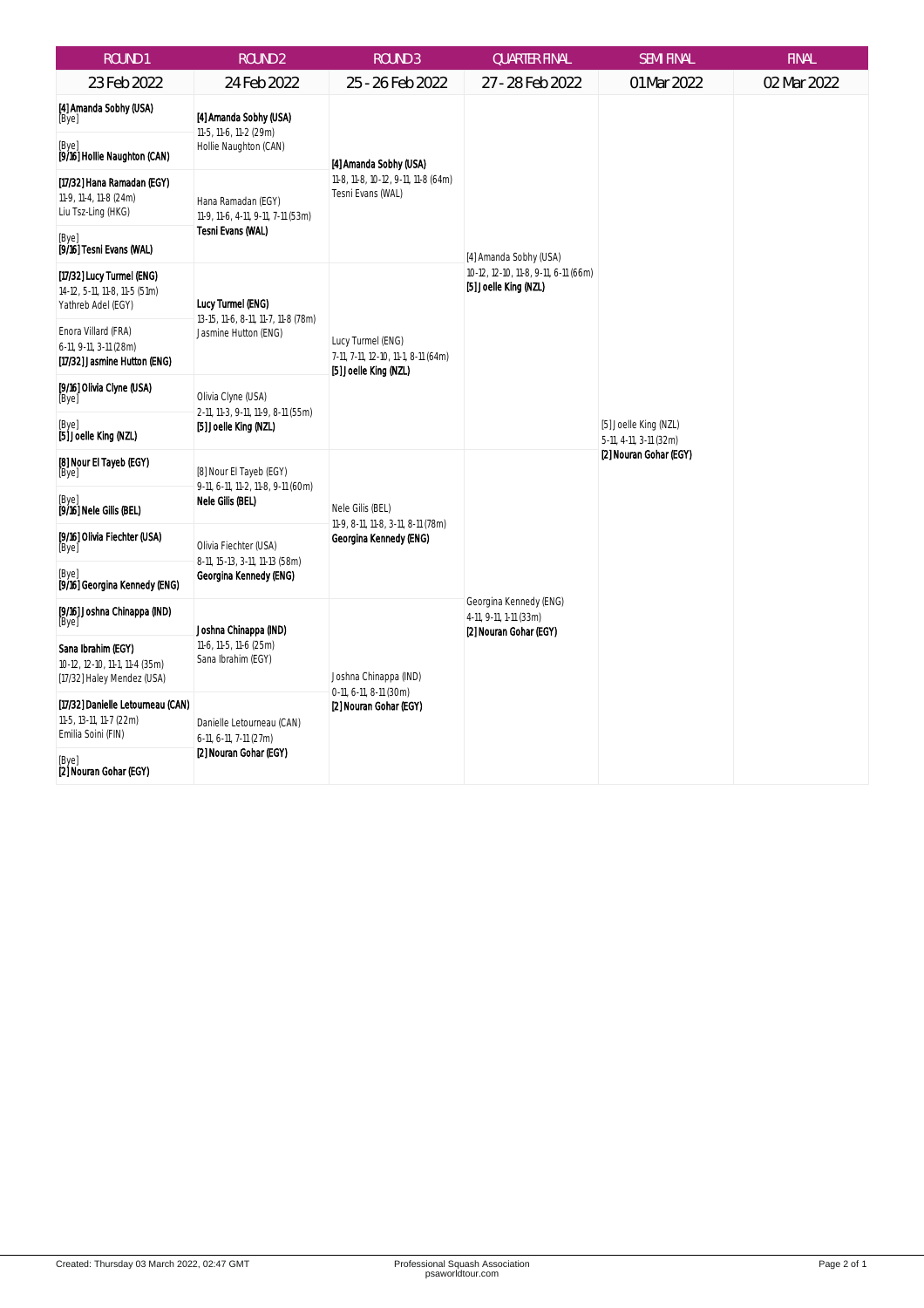| ROUND 1 | ROUND 2 | ROUND 3 | QUARTER FINAL | SEMI FINAL | FINAL |
|---|---|---|---|---|---|
| 23 Feb 2022 | 24 Feb 2022 | 25 - 26 Feb 2022 | 27 - 28 Feb 2022 | 01 Mar 2022 | 02 Mar 2022 |
| **[4] Amanda Sobhy (USA)** [Bye] | | | | | |
| [Bye] **[9/16] Hollie Naughton (CAN)** | **[4] Amanda Sobhy (USA)** 11-5, 11-6, 11-2 (29m) Hollie Naughton (CAN) | | | | |
| **[17/32] Hana Ramadan (EGY)** 11-9, 11-4, 11-8 (24m) Liu Tsz-Ling (HKG) | | **[4] Amanda Sobhy (USA)** 11-8, 11-8, 10-12, 9-11, 11-8 (64m) Tesni Evans (WAL) | | | |
| [Bye] **[9/16] Tesni Evans (WAL)** | Hana Ramadan (EGY) 11-9, 11-6, 4-11, 9-11, 7-11 (53m) **Tesni Evans (WAL)** | | | | |
| **[17/32] Lucy Turmel (ENG)** 14-12, 5-11, 11-8, 11-5 (51m) Yathreb Adel (EGY) | | | [4] Amanda Sobhy (USA) 10-12, 12-10, 11-8, 9-11, 6-11 (66m) **[5] Joelle King (NZL)** | | |
| Enora Villard (FRA) 6-11, 9-11, 3-11 (28m) **[17/32] Jasmine Hutton (ENG)** | **Lucy Turmel (ENG)** 13-15, 11-6, 8-11, 11-7, 11-8 (78m) Jasmine Hutton (ENG) | | | | |
| **[9/16] Olivia Clyne (USA)** [Bye] | | Lucy Turmel (ENG) 7-11, 7-11, 12-10, 11-1, 8-11 (64m) **[5] Joelle King (NZL)** | | | |
| [Bye] **[5] Joelle King (NZL)** | Olivia Clyne (USA) 2-11, 11-3, 9-11, 11-9, 8-11 (55m) **[5] Joelle King (NZL)** | | | | |
| **[8] Nour El Tayeb (EGY)** [Bye] | | | | [5] Joelle King (NZL) 5-11, 4-11, 3-11 (32m) **[2] Nouran Gohar (EGY)** | |
| [Bye] **[9/16] Nele Gilis (BEL)** | [8] Nour El Tayeb (EGY) 9-11, 6-11, 11-2, 11-8, 9-11 (60m) **Nele Gilis (BEL)** | | | | |
| **[9/16] Olivia Fiechter (USA)** [Bye] | | Nele Gilis (BEL) 11-9, 8-11, 11-8, 3-11, 8-11 (78m) **Georgina Kennedy (ENG)** | | | |
| [Bye] **[9/16] Georgina Kennedy (ENG)** | Olivia Fiechter (USA) 8-11, 15-13, 3-11, 11-13 (58m) **Georgina Kennedy (ENG)** | | | | |
| **[9/16] Joshna Chinappa (IND)** [Bye] | | | Georgina Kennedy (ENG) 4-11, 9-11, 1-11 (33m) **[2] Nouran Gohar (EGY)** | | |
| **Sana Ibrahim (EGY)** 10-12, 12-10, 11-1, 11-4 (35m) [17/32] Haley Mendez (USA) | **Joshna Chinappa (IND)** 11-6, 11-5, 11-6 (25m) Sana Ibrahim (EGY) | | | | |
| **[17/32] Danielle Letourneau (CAN)** 11-5, 13-11, 11-7 (22m) Emilia Soini (FIN) | | Joshna Chinappa (IND) 0-11, 6-11, 8-11 (30m) **[2] Nouran Gohar (EGY)** | | | |
| [Bye] **[2] Nouran Gohar (EGY)** | Danielle Letourneau (CAN) 6-11, 6-11, 7-11 (27m) **[2] Nouran Gohar (EGY)** | | | | |

Created: Thursday 03 March 2022, 02:47 GMT

Professional Squash Association
psaworldtour.com